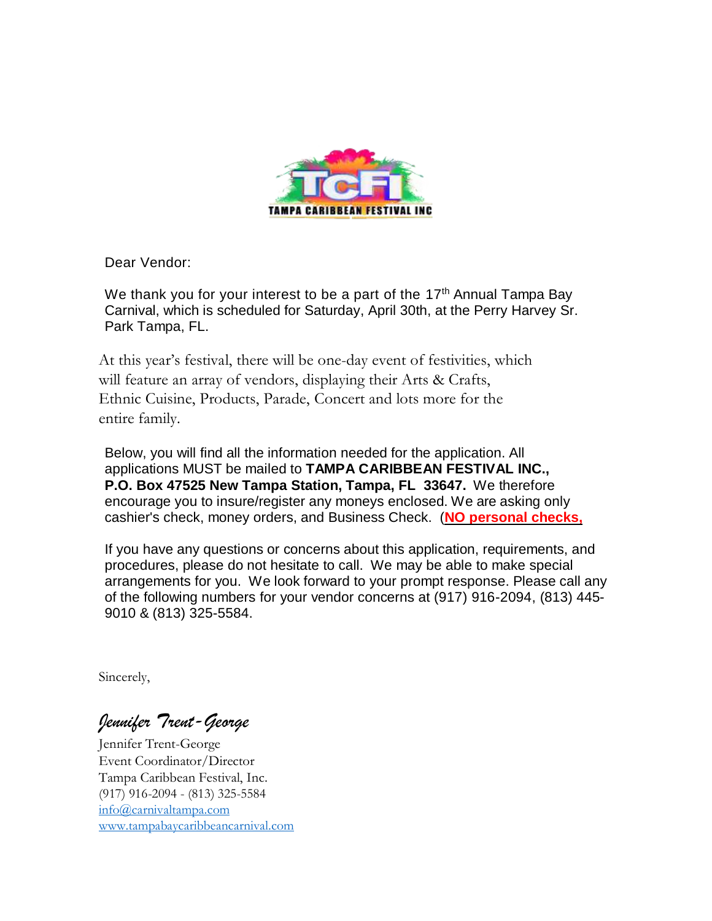TAMPA CARIBBEAN FESTIVAL INC

Dear Vendor:

We thank you for your interest to be a part of the 17th Annual Tampa Bay Carnival, which is scheduled for Saturday, April 30th, at the Perry Harvey Sr. Park Tampa, FL.

At this year's festival, there will be one-day event of festivities, which will feature an array of vendors, displaying their Arts & Crafts, Ethnic Cuisine, Products, Parade, Concert and lots more for the entire family.

Below, you will find all the information needed for the application. All applications MUST be mailed to **TAMPA CARIBBEAN FESTIVAL INC., P.O. Box 47525 New Tampa Station, Tampa, FL 33647.** We therefore encourage you to insure/register any moneys enclosed. We are asking only cashier's check, money orders, and Business Check. (**NO personal checks,**

If you have any questions or concerns about this application, requirements, and procedures, please do not hesitate to call. We may be able to make special arrangements for you. We look forward to your prompt response. Please call any of the following numbers for your vendor concerns at (917) 916-2094, (813) 445-9010 & (813) 325-5584.

Sincerely,

*Jennifer Trent-George*

Jennifer Trent-George
Event Coordinator/Director
Tampa Caribbean Festival, Inc.
(917) 916-2094 - (813) 325-5584
info@carnivaltampa.com
www.tampabaycaribbeancarnival.com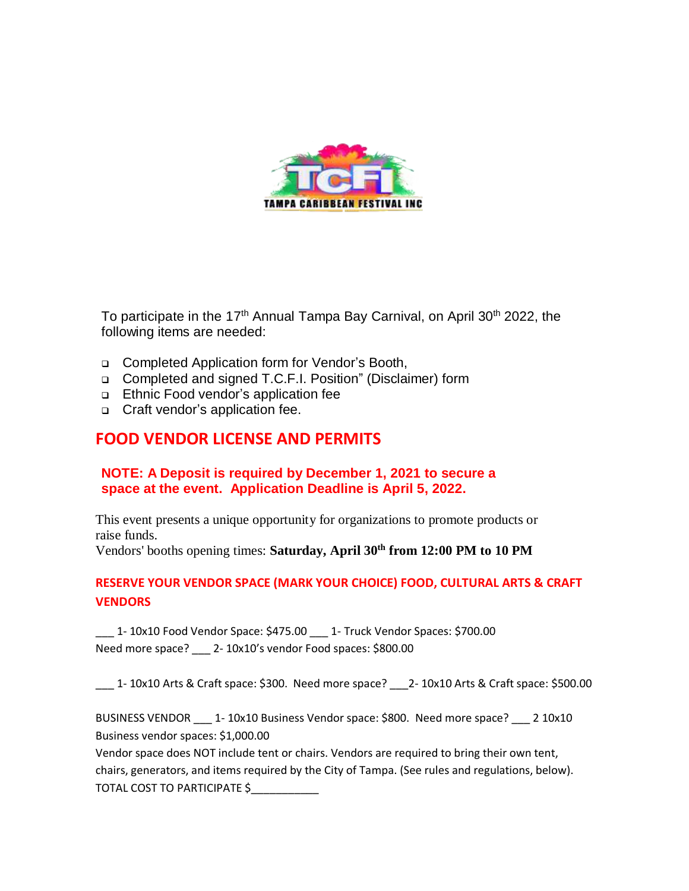TAMPA CARIBBEAN FESTIVAL INC

To participate in the 17th Annual Tampa Bay Carnival, on April 30th 2022, the following items are needed:

- Completed Application form for Vendor's Booth,
- Completed and signed T.C.F.I. Position" (Disclaimer) form
- Ethnic Food vendor's application fee
- Craft vendor's application fee.

## FOOD VENDOR LICENSE AND PERMITS

**NOTE: A Deposit is required by December 1, 2021 to secure a space at the event. Application Deadline is April 5, 2022.**

This event presents a unique opportunity for organizations to promote products or raise funds.
Vendors' booths opening times: **Saturday, April 30th from 12:00 PM to 10 PM**

### RESERVE YOUR VENDOR SPACE (MARK YOUR CHOICE) FOOD, CULTURAL ARTS & CRAFT VENDORS

___ 1- 10x10 Food Vendor Space: $475.00 ___ 1- Truck Vendor Spaces: $700.00
Need more space? ___ 2- 10x10's vendor Food spaces: $800.00

___ 1- 10x10 Arts & Craft space: $300. Need more space? ___2- 10x10 Arts & Craft space: $500.00

BUSINESS VENDOR ___ 1- 10x10 Business Vendor space: $800. Need more space? ___ 2 10x10 Business vendor spaces: $1,000.00
Vendor space does NOT include tent or chairs. Vendors are required to bring their own tent, chairs, generators, and items required by the City of Tampa. (See rules and regulations, below).
TOTAL COST TO PARTICIPATE $___________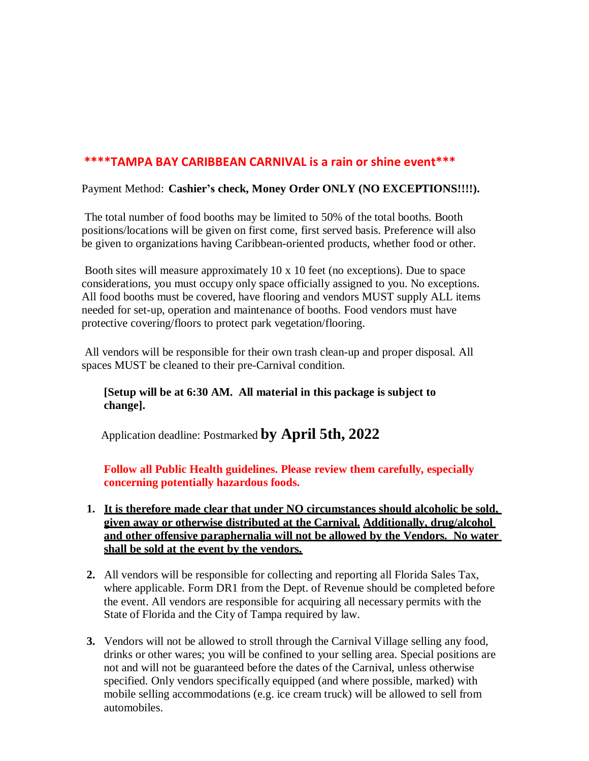**\*\*\*\*TAMPA BAY CARIBBEAN CARNIVAL is a rain or shine event\*\*\***

Payment Method: **Cashier's check, Money Order ONLY (NO EXCEPTIONS!!!!).**

The total number of food booths may be limited to 50% of the total booths. Booth positions/locations will be given on first come, first served basis. Preference will also be given to organizations having Caribbean-oriented products, whether food or other.

Booth sites will measure approximately 10 x 10 feet (no exceptions). Due to space considerations, you must occupy only space officially assigned to you. No exceptions. All food booths must be covered, have flooring and vendors MUST supply ALL items needed for set-up, operation and maintenance of booths. Food vendors must have protective covering/floors to protect park vegetation/flooring.

All vendors will be responsible for their own trash clean-up and proper disposal. All spaces MUST be cleaned to their pre-Carnival condition.

**[Setup will be at 6:30 AM. All material in this package is subject to change].**

Application deadline: Postmarked **by April 5th, 2022**

**Follow all Public Health guidelines. Please review them carefully, especially concerning potentially hazardous foods.**

1. **It is therefore made clear that under NO circumstances should alcoholic be sold, given away or otherwise distributed at the Carnival. Additionally, drug/alcohol and other offensive paraphernalia will not be allowed by the Vendors. No water shall be sold at the event by the vendors.**

2. All vendors will be responsible for collecting and reporting all Florida Sales Tax, where applicable. Form DR1 from the Dept. of Revenue should be completed before the event. All vendors are responsible for acquiring all necessary permits with the State of Florida and the City of Tampa required by law.

3. Vendors will not be allowed to stroll through the Carnival Village selling any food, drinks or other wares; you will be confined to your selling area. Special positions are not and will not be guaranteed before the dates of the Carnival, unless otherwise specified. Only vendors specifically equipped (and where possible, marked) with mobile selling accommodations (e.g. ice cream truck) will be allowed to sell from automobiles.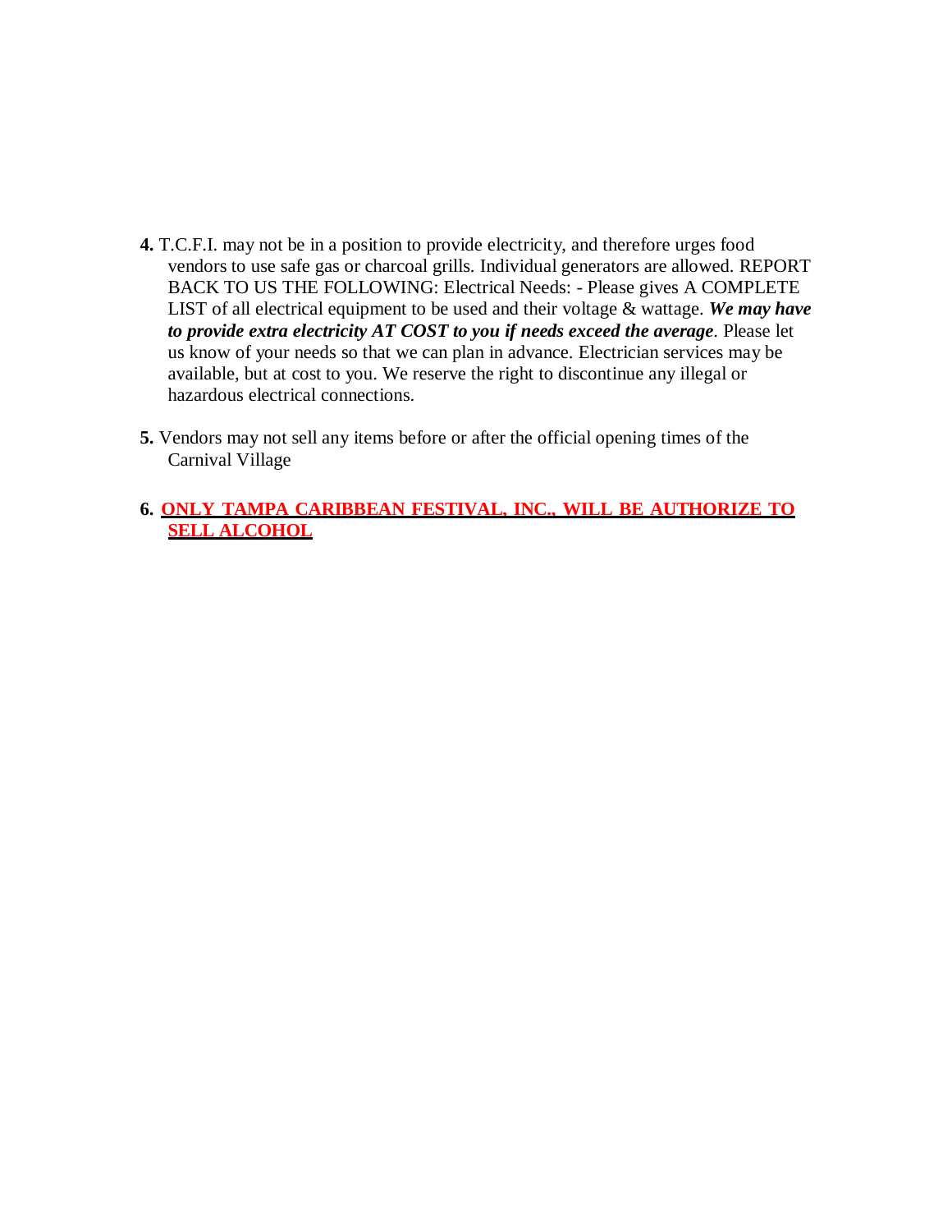**4.** T.C.F.I. may not be in a position to provide electricity, and therefore urges food vendors to use safe gas or charcoal grills. Individual generators are allowed. REPORT BACK TO US THE FOLLOWING: Electrical Needs: - Please gives A COMPLETE LIST of all electrical equipment to be used and their voltage & wattage. ***We may have to provide extra electricity AT COST to you if needs exceed the average***. Please let us know of your needs so that we can plan in advance. Electrician services may be available, but at cost to you. We reserve the right to discontinue any illegal or hazardous electrical connections.

**5.** Vendors may not sell any items before or after the official opening times of the Carnival Village

**6. ONLY TAMPA CARIBBEAN FESTIVAL, INC., WILL BE AUTHORIZE TO SELL ALCOHOL**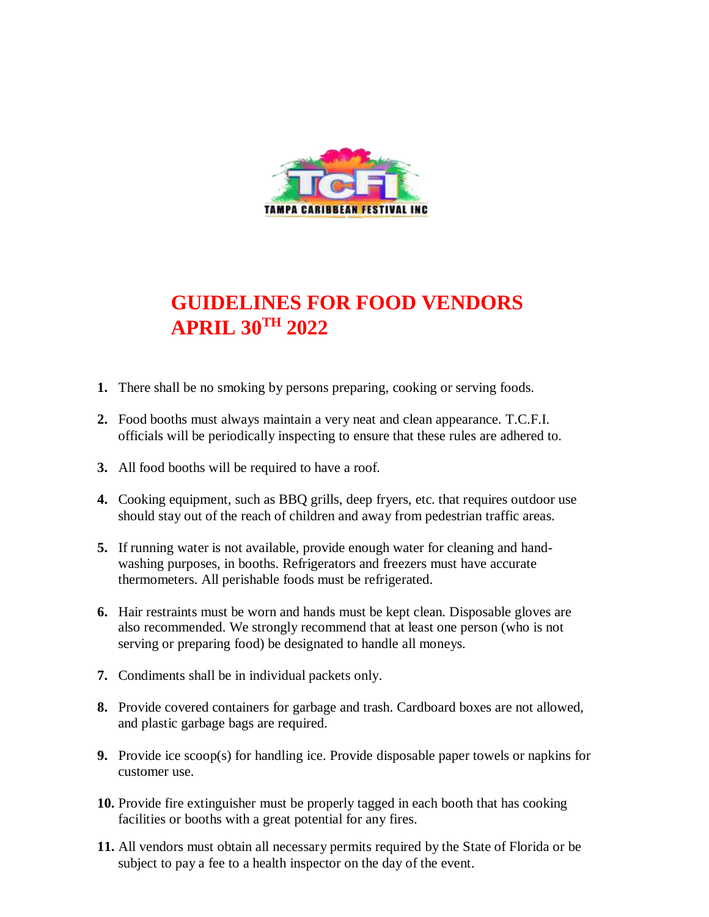TAMPA CARIBBEAN FESTIVAL INC

# GUIDELINES FOR FOOD VENDORS
# APRIL 30TH 2022

1. There shall be no smoking by persons preparing, cooking or serving foods.
2. Food booths must always maintain a very neat and clean appearance. T.C.F.I. officials will be periodically inspecting to ensure that these rules are adhered to.
3. All food booths will be required to have a roof.
4. Cooking equipment, such as BBQ grills, deep fryers, etc. that requires outdoor use should stay out of the reach of children and away from pedestrian traffic areas.
5. If running water is not available, provide enough water for cleaning and hand-washing purposes, in booths. Refrigerators and freezers must have accurate thermometers. All perishable foods must be refrigerated.
6. Hair restraints must be worn and hands must be kept clean. Disposable gloves are also recommended. We strongly recommend that at least one person (who is not serving or preparing food) be designated to handle all moneys.
7. Condiments shall be in individual packets only.
8. Provide covered containers for garbage and trash. Cardboard boxes are not allowed, and plastic garbage bags are required.
9. Provide ice scoop(s) for handling ice. Provide disposable paper towels or napkins for customer use.
10. Provide fire extinguisher must be properly tagged in each booth that has cooking facilities or booths with a great potential for any fires.
11. All vendors must obtain all necessary permits required by the State of Florida or be subject to pay a fee to a health inspector on the day of the event.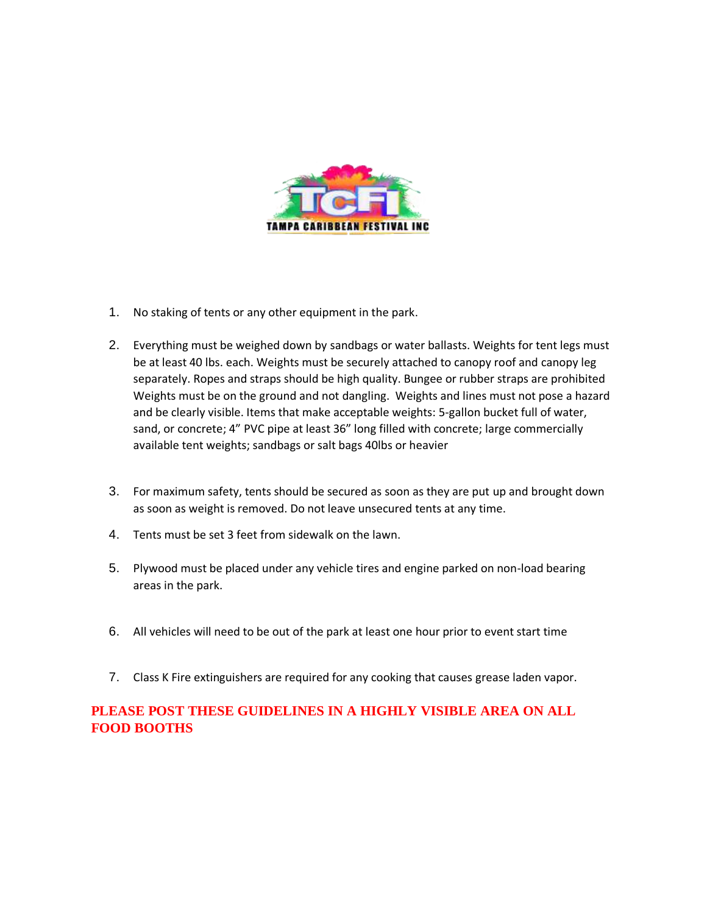TAMPA CARIBBEAN FESTIVAL INC

1. No staking of tents or any other equipment in the park.

2. Everything must be weighed down by sandbags or water ballasts. Weights for tent legs must be at least 40 lbs. each. Weights must be securely attached to canopy roof and canopy leg separately. Ropes and straps should be high quality. Bungee or rubber straps are prohibited Weights must be on the ground and not dangling. Weights and lines must not pose a hazard and be clearly visible. Items that make acceptable weights: 5-gallon bucket full of water, sand, or concrete; 4" PVC pipe at least 36" long filled with concrete; large commercially available tent weights; sandbags or salt bags 40lbs or heavier

3. For maximum safety, tents should be secured as soon as they are put up and brought down as soon as weight is removed. Do not leave unsecured tents at any time.

4. Tents must be set 3 feet from sidewalk on the lawn.

5. Plywood must be placed under any vehicle tires and engine parked on non-load bearing areas in the park.

6. All vehicles will need to be out of the park at least one hour prior to event start time

7. Class K Fire extinguishers are required for any cooking that causes grease laden vapor.

**PLEASE POST THESE GUIDELINES IN A HIGHLY VISIBLE AREA ON ALL FOOD BOOTHS**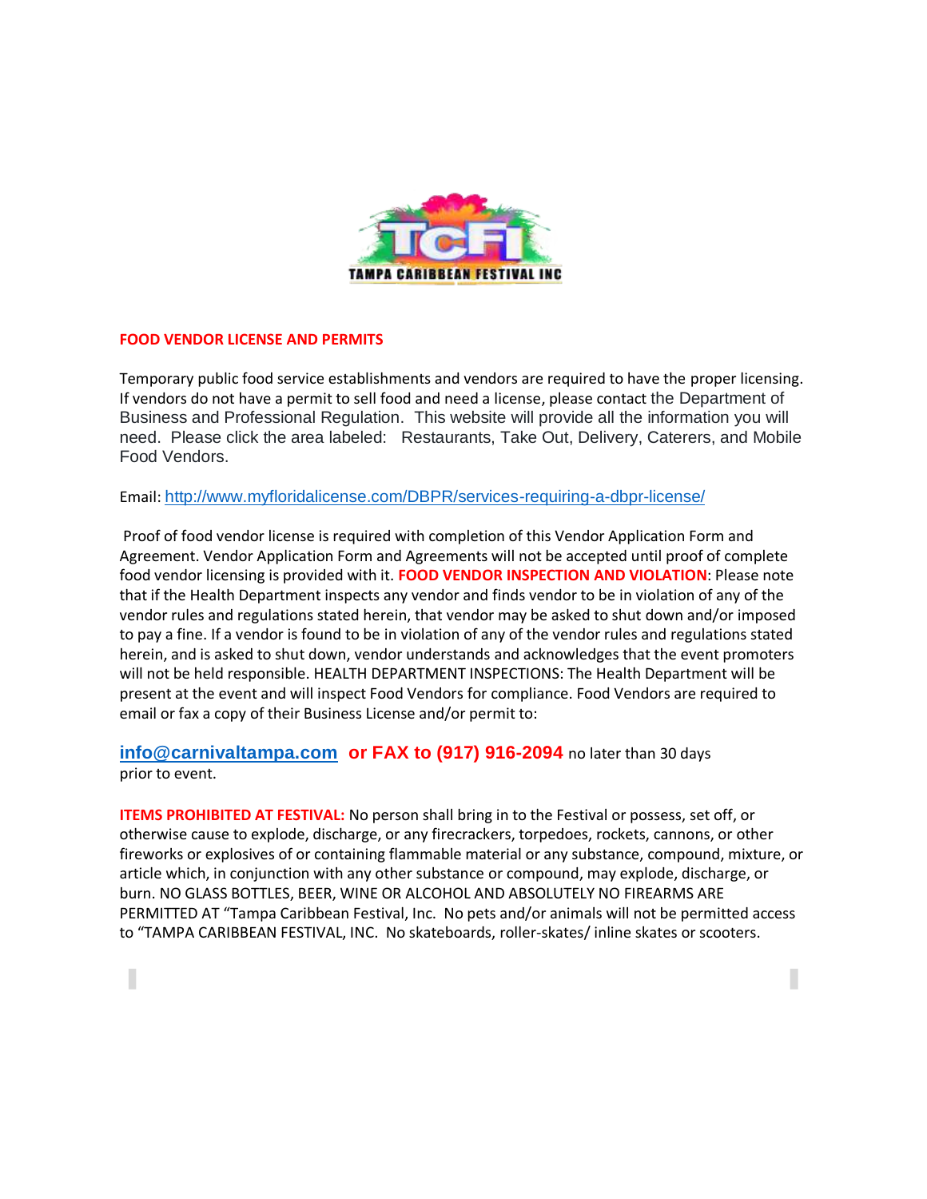TAMPA CARIBBEAN FESTIVAL INC

## FOOD VENDOR LICENSE AND PERMITS

Temporary public food service establishments and vendors are required to have the proper licensing. If vendors do not have a permit to sell food and need a license, please contact the Department of Business and Professional Regulation. This website will provide all the information you will need. Please click the area labeled: Restaurants, Take Out, Delivery, Caterers, and Mobile Food Vendors.

Email: http://www.myfloridalicense.com/DBPR/services-requiring-a-dbpr-license/

Proof of food vendor license is required with completion of this Vendor Application Form and Agreement. Vendor Application Form and Agreements will not be accepted until proof of complete food vendor licensing is provided with it. **FOOD VENDOR INSPECTION AND VIOLATION**: Please note that if the Health Department inspects any vendor and finds vendor to be in violation of any of the vendor rules and regulations stated herein, that vendor may be asked to shut down and/or imposed to pay a fine. If a vendor is found to be in violation of any of the vendor rules and regulations stated herein, and is asked to shut down, vendor understands and acknowledges that the event promoters will not be held responsible. HEALTH DEPARTMENT INSPECTIONS: The Health Department will be present at the event and will inspect Food Vendors for compliance. Food Vendors are required to email or fax a copy of their Business License and/or permit to:

**info@carnivaltampa.com or FAX to (917) 916-2094** no later than 30 days prior to event.

**ITEMS PROHIBITED AT FESTIVAL:** No person shall bring in to the Festival or possess, set off, or otherwise cause to explode, discharge, or any firecrackers, torpedoes, rockets, cannons, or other fireworks or explosives of or containing flammable material or any substance, compound, mixture, or article which, in conjunction with any other substance or compound, may explode, discharge, or burn. NO GLASS BOTTLES, BEER, WINE OR ALCOHOL AND ABSOLUTELY NO FIREARMS ARE PERMITTED AT "Tampa Caribbean Festival, Inc. No pets and/or animals will not be permitted access to "TAMPA CARIBBEAN FESTIVAL, INC. No skateboards, roller-skates/ inline skates or scooters.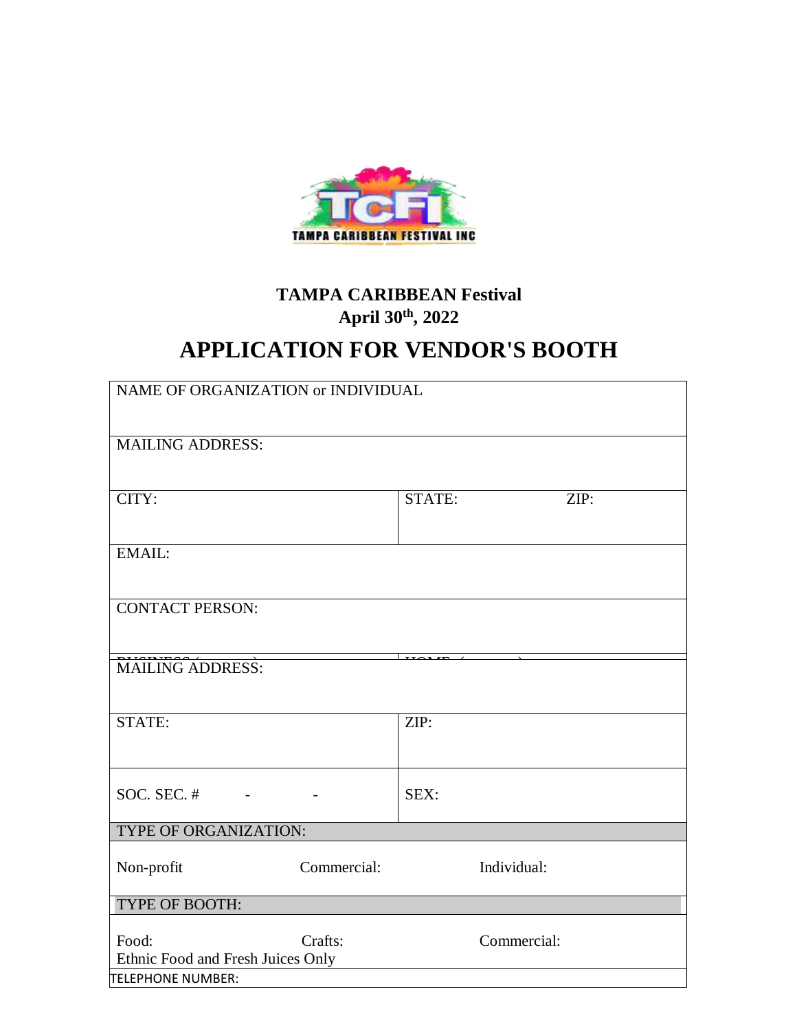**TAMPA CARIBBEAN Festival**

**April 30th, 2022**

# APPLICATION FOR VENDOR'S BOOTH

| NAME OF ORGANIZATION or INDIVIDUAL | | |
|---|---|---|
| MAILING ADDRESS: | | |
| CITY: | STATE: | ZIP: |
| EMAIL: | | |
| CONTACT PERSON: | | |
| BUSINESS ( ) | HOME ( ) | |
| MAILING ADDRESS: | | |
| STATE: | ZIP: | |
| SOC. SEC. # - - | SEX: | |
| **TYPE OF ORGANIZATION:** | | |
| Non-profit | Commercial: | Individual: |
| **TYPE OF BOOTH:** | | |
| Food: Ethnic Food and Fresh Juices Only | Crafts: | Commercial: |
| TELEPHONE NUMBER: | | |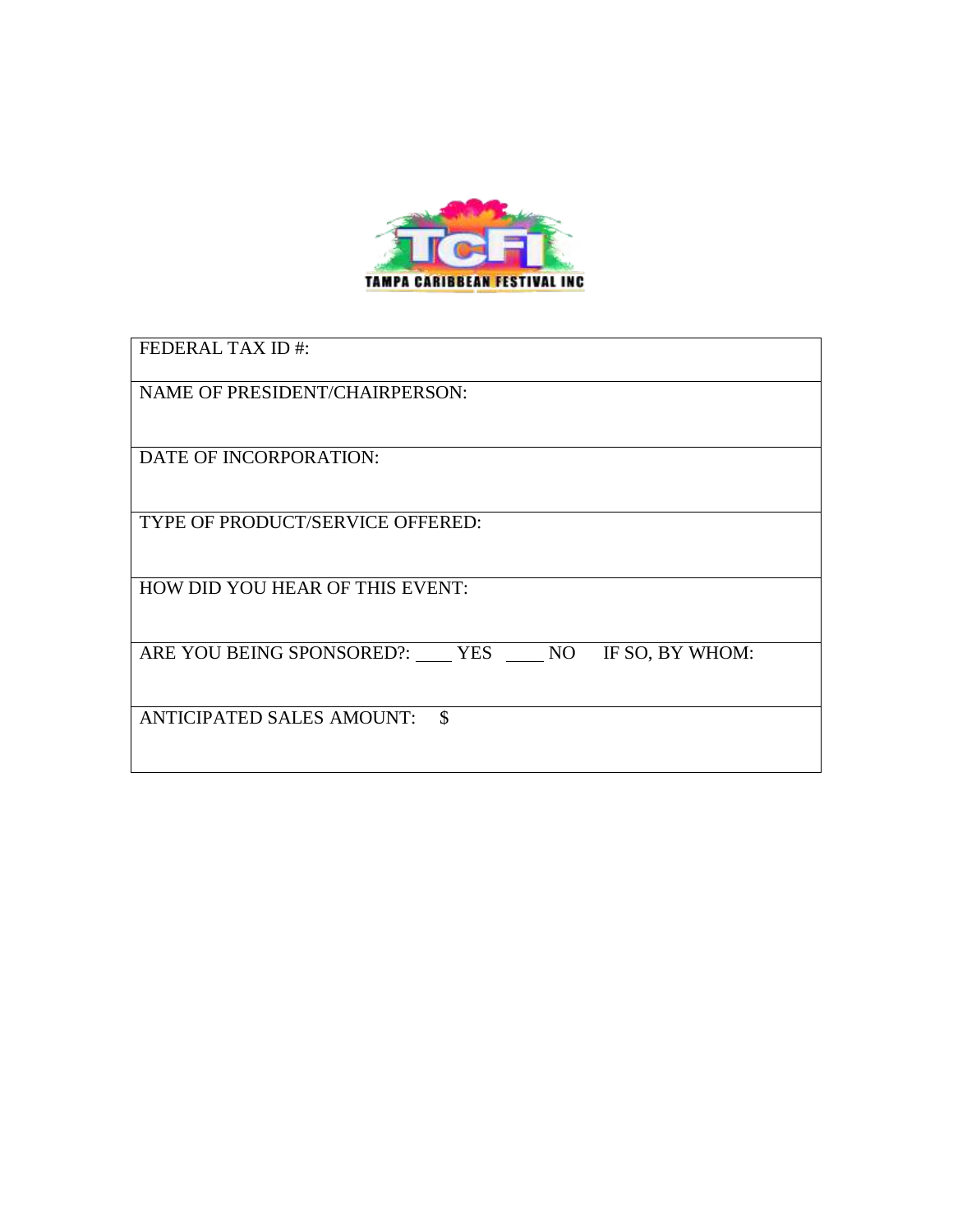TAMPA CARIBBEAN FESTIVAL INC

| FEDERAL TAX ID #: |
|---|
| NAME OF PRESIDENT/CHAIRPERSON: |
| DATE OF INCORPORATION: |
| TYPE OF PRODUCT/SERVICE OFFERED: |
| HOW DID YOU HEAR OF THIS EVENT: |
| ARE YOU BEING SPONSORED?: ____ YES ____ NO IF SO, BY WHOM: |
| ANTICIPATED SALES AMOUNT: $ |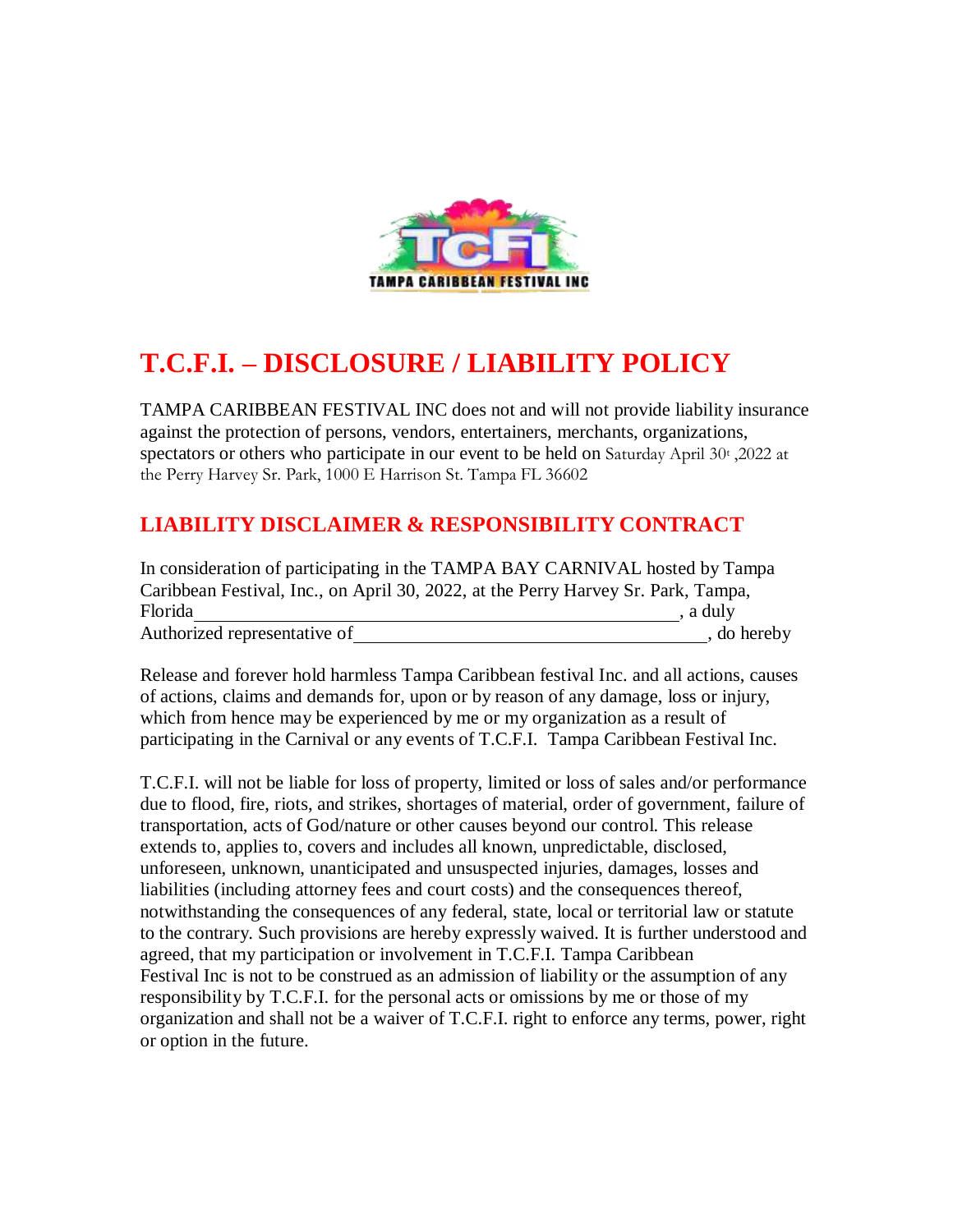# T.C.F.I. – DISCLOSURE / LIABILITY POLICY

TAMPA CARIBBEAN FESTIVAL INC does not and will not provide liability insurance against the protection of persons, vendors, entertainers, merchants, organizations, spectators or others who participate in our event to be held on Saturday April 30t ,2022 at the Perry Harvey Sr. Park, 1000 E Harrison St. Tampa FL 36602

## LIABILITY DISCLAIMER & RESPONSIBILITY CONTRACT

In consideration of participating in the TAMPA BAY CARNIVAL hosted by Tampa Caribbean Festival, Inc., on April 30, 2022, at the Perry Harvey Sr. Park, Tampa, Florida_____________________________________________________, a duly Authorized representative of___________________________________, do hereby

Release and forever hold harmless Tampa Caribbean festival Inc. and all actions, causes of actions, claims and demands for, upon or by reason of any damage, loss or injury, which from hence may be experienced by me or my organization as a result of participating in the Carnival or any events of T.C.F.I. Tampa Caribbean Festival Inc.

T.C.F.I. will not be liable for loss of property, limited or loss of sales and/or performance due to flood, fire, riots, and strikes, shortages of material, order of government, failure of transportation, acts of God/nature or other causes beyond our control. This release extends to, applies to, covers and includes all known, unpredictable, disclosed, unforeseen, unknown, unanticipated and unsuspected injuries, damages, losses and liabilities (including attorney fees and court costs) and the consequences thereof, notwithstanding the consequences of any federal, state, local or territorial law or statute to the contrary. Such provisions are hereby expressly waived. It is further understood and agreed, that my participation or involvement in T.C.F.I. Tampa Caribbean Festival Inc is not to be construed as an admission of liability or the assumption of any responsibility by T.C.F.I. for the personal acts or omissions by me or those of my organization and shall not be a waiver of T.C.F.I. right to enforce any terms, power, right or option in the future.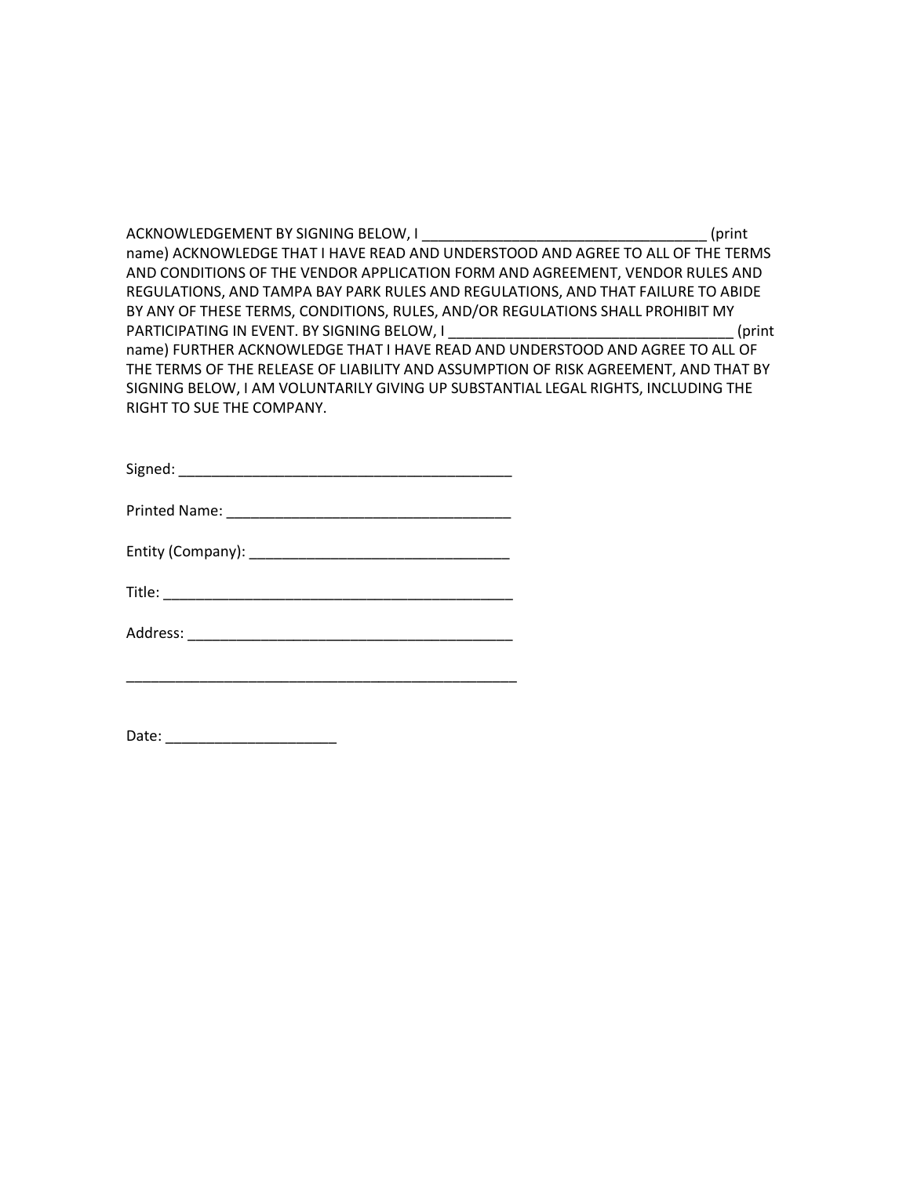ACKNOWLEDGEMENT BY SIGNING BELOW, I ___________________________________ (print name) ACKNOWLEDGE THAT I HAVE READ AND UNDERSTOOD AND AGREE TO ALL OF THE TERMS AND CONDITIONS OF THE VENDOR APPLICATION FORM AND AGREEMENT, VENDOR RULES AND REGULATIONS, AND TAMPA BAY PARK RULES AND REGULATIONS, AND THAT FAILURE TO ABIDE BY ANY OF THESE TERMS, CONDITIONS, RULES, AND/OR REGULATIONS SHALL PROHIBIT MY PARTICIPATING IN EVENT. BY SIGNING BELOW, I ___________________________________ (print name) FURTHER ACKNOWLEDGE THAT I HAVE READ AND UNDERSTOOD AND AGREE TO ALL OF THE TERMS OF THE RELEASE OF LIABILITY AND ASSUMPTION OF RISK AGREEMENT, AND THAT BY SIGNING BELOW, I AM VOLUNTARILY GIVING UP SUBSTANTIAL LEGAL RIGHTS, INCLUDING THE RIGHT TO SUE THE COMPANY.

Signed: _________________________________________

Printed Name: ___________________________________

Entity (Company): _______________________________

Title: ___________________________________________

Address: ________________________________________

_________________________________________________

Date: _____________________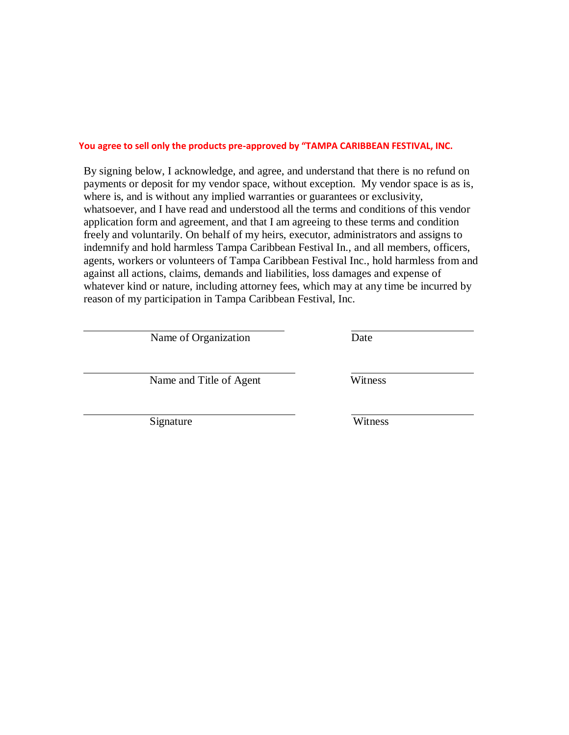**You agree to sell only the products pre-approved by "TAMPA CARIBBEAN FESTIVAL, INC.**

By signing below, I acknowledge, and agree, and understand that there is no refund on payments or deposit for my vendor space, without exception. My vendor space is as is, where is, and is without any implied warranties or guarantees or exclusivity, whatsoever, and I have read and understood all the terms and conditions of this vendor application form and agreement, and that I am agreeing to these terms and condition freely and voluntarily. On behalf of my heirs, executor, administrators and assigns to indemnify and hold harmless Tampa Caribbean Festival In., and all members, officers, agents, workers or volunteers of Tampa Caribbean Festival Inc., hold harmless from and against all actions, claims, demands and liabilities, loss damages and expense of whatever kind or nature, including attorney fees, which may at any time be incurred by reason of my participation in Tampa Caribbean Festival, Inc.

______________________________ ______________________________
Name of Organization Date

______________________________ ______________________________
Name and Title of Agent Witness

______________________________ ______________________________
Signature Witness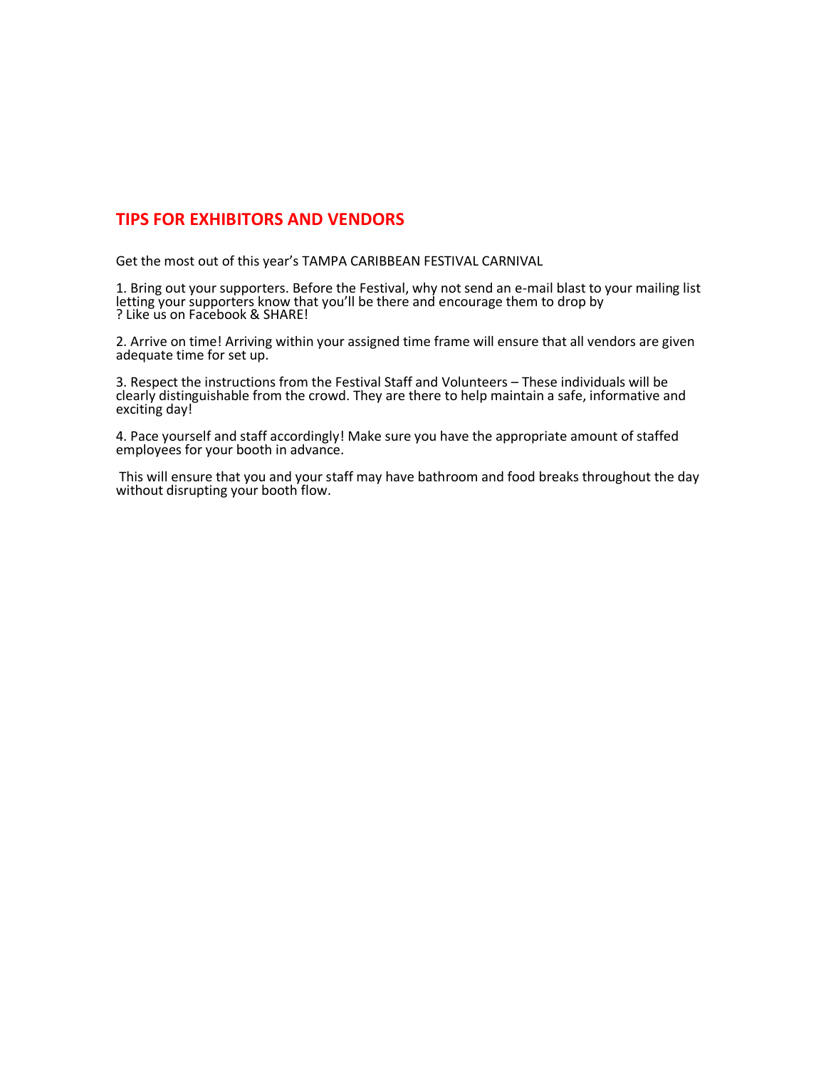## TIPS FOR EXHIBITORS AND VENDORS

Get the most out of this year's TAMPA CARIBBEAN FESTIVAL CARNIVAL

1. Bring out your supporters. Before the Festival, why not send an e-mail blast to your mailing list letting your supporters know that you'll be there and encourage them to drop by ? Like us on Facebook & SHARE!

2. Arrive on time! Arriving within your assigned time frame will ensure that all vendors are given adequate time for set up.

3. Respect the instructions from the Festival Staff and Volunteers – These individuals will be clearly distinguishable from the crowd. They are there to help maintain a safe, informative and exciting day!

4. Pace yourself and staff accordingly! Make sure you have the appropriate amount of staffed employees for your booth in advance.

This will ensure that you and your staff may have bathroom and food breaks throughout the day without disrupting your booth flow.